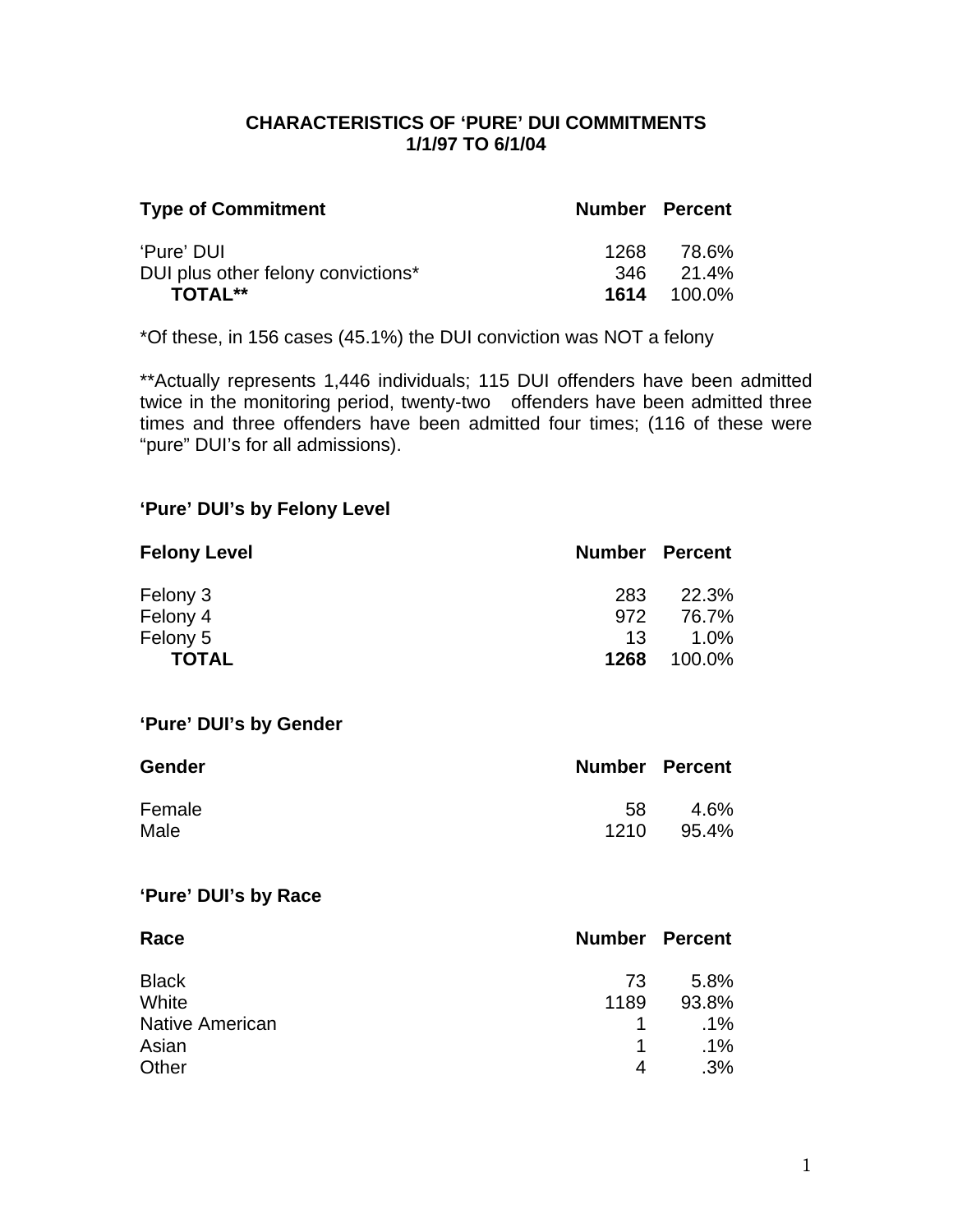# CHARACTERISTICS OF 'PURE' DUI COMMITMENTS
## 1/1/97 TO 6/1/04

| Type of Commitment | Number | Percent |
|---|---|---|
| 'Pure' DUI | 1268 | 78.6% |
| DUI plus other felony convictions* | 346 | 21.4% |
| **TOTAL**** | **1614** | 100.0% |

*Of these, in 156 cases (45.1%) the DUI conviction was NOT a felony

**Actually represents 1,446 individuals; 115 DUI offenders have been admitted twice in the monitoring period, twenty-two offenders have been admitted three times and three offenders have been admitted four times; (116 of these were "pure" DUI's for all admissions).

### 'Pure' DUI's by Felony Level

| Felony Level | Number | Percent |
|---|---|---|
| Felony 3 | 283 | 22.3% |
| Felony 4 | 972 | 76.7% |
| Felony 5 | 13 | 1.0% |
| **TOTAL** | **1268** | 100.0% |

### 'Pure' DUI's by Gender

| Gender | Number | Percent |
|---|---|---|
| Female | 58 | 4.6% |
| Male | 1210 | 95.4% |

### 'Pure' DUI's by Race

| Race | Number | Percent |
|---|---|---|
| Black | 73 | 5.8% |
| White | 1189 | 93.8% |
| Native American | 1 | .1% |
| Asian | 1 | .1% |
| Other | 4 | .3% |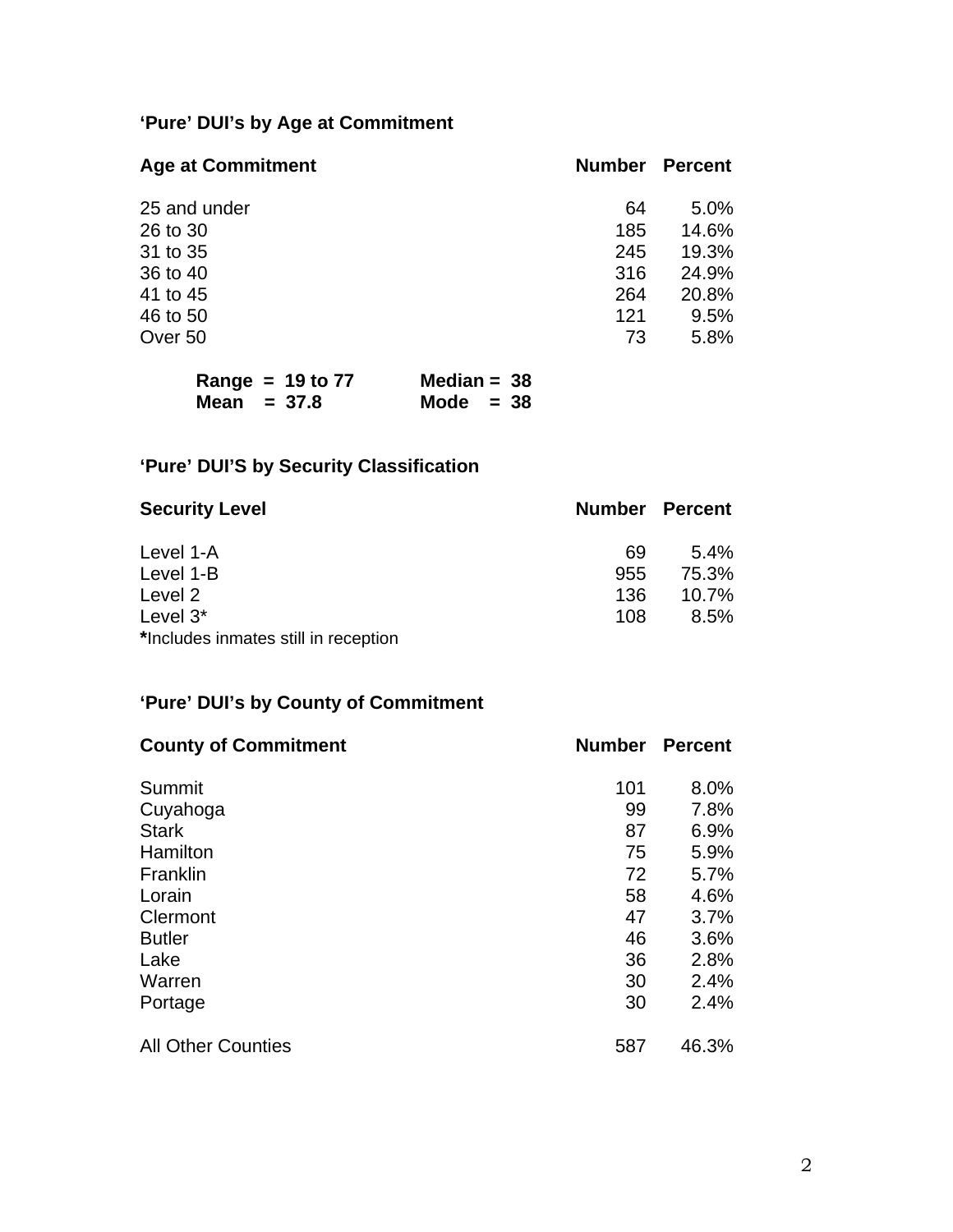### ‘Pure’ DUI’s by Age at Commitment

| Age at Commitment | Number | Percent |
|---|---|---|
| 25 and under | 64 | 5.0% |
| 26 to 30 | 185 | 14.6% |
| 31 to 35 | 245 | 19.3% |
| 36 to 40 | 316 | 24.9% |
| 41 to 45 | 264 | 20.8% |
| 46 to 50 | 121 | 9.5% |
| Over 50 | 73 | 5.8% |

**Range = 19 to 77** **Median = 38**
**Mean = 37.8** **Mode = 38**

### ‘Pure’ DUI’S by Security Classification

| Security Level | Number | Percent |
|---|---|---|
| Level 1-A | 69 | 5.4% |
| Level 1-B | 955 | 75.3% |
| Level 2 | 136 | 10.7% |
| Level 3* | 108 | 8.5% |

**\***Includes inmates still in reception

### ‘Pure’ DUI’s by County of Commitment

| County of Commitment | Number | Percent |
|---|---|---|
| Summit | 101 | 8.0% |
| Cuyahoga | 99 | 7.8% |
| Stark | 87 | 6.9% |
| Hamilton | 75 | 5.9% |
| Franklin | 72 | 5.7% |
| Lorain | 58 | 4.6% |
| Clermont | 47 | 3.7% |
| Butler | 46 | 3.6% |
| Lake | 36 | 2.8% |
| Warren | 30 | 2.4% |
| Portage | 30 | 2.4% |
| All Other Counties | 587 | 46.3% |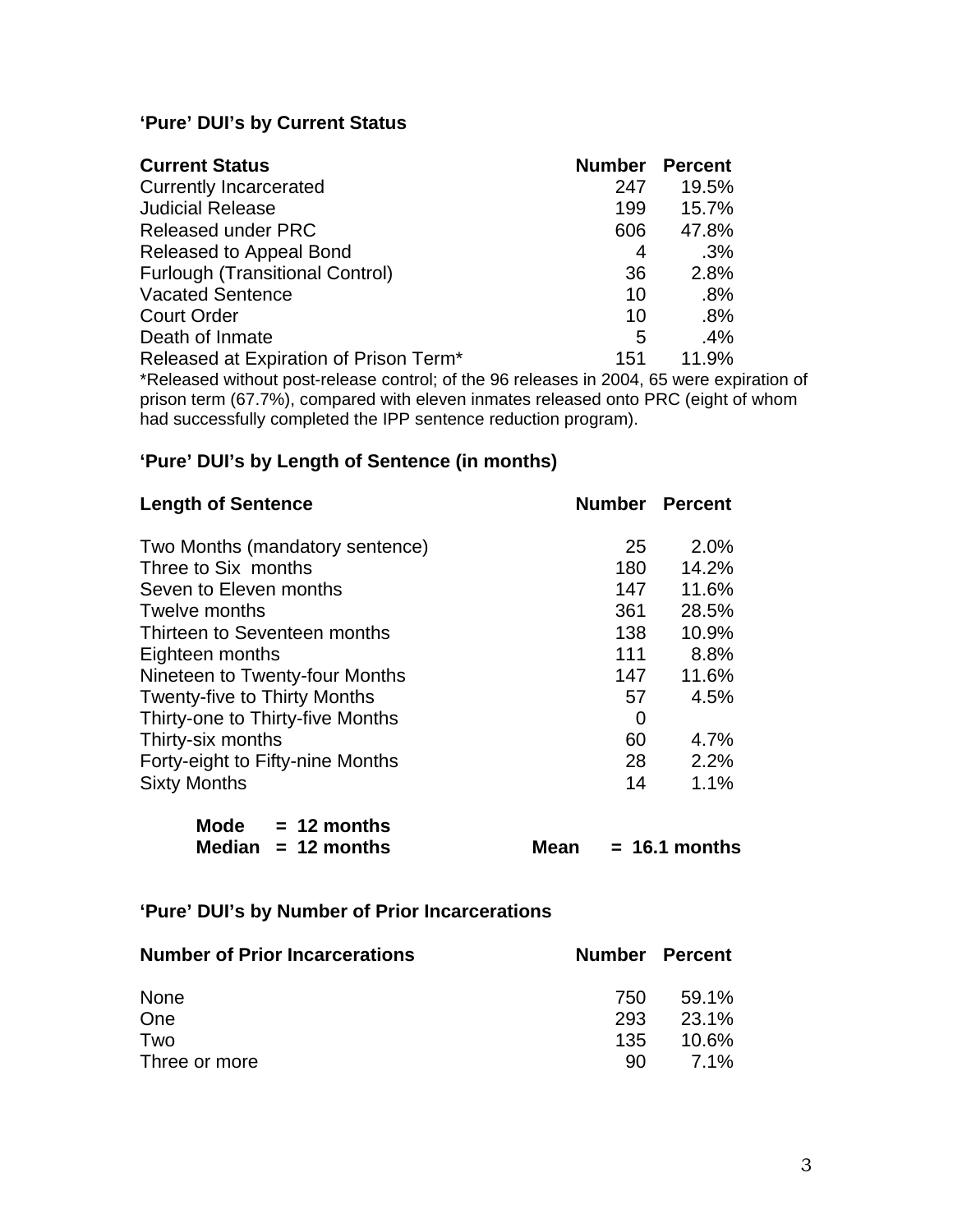### ‘Pure’ DUI’s by Current Status

| Current Status | Number | Percent |
|---|---|---|
| Currently Incarcerated | 247 | 19.5% |
| Judicial Release | 199 | 15.7% |
| Released under PRC | 606 | 47.8% |
| Released to Appeal Bond | 4 | .3% |
| Furlough (Transitional Control) | 36 | 2.8% |
| Vacated Sentence | 10 | .8% |
| Court Order | 10 | .8% |
| Death of Inmate | 5 | .4% |
| Released at Expiration of Prison Term* | 151 | 11.9% |

*Released without post-release control; of the 96 releases in 2004, 65 were expiration of prison term (67.7%), compared with eleven inmates released onto PRC (eight of whom had successfully completed the IPP sentence reduction program).

### ‘Pure’ DUI’s by Length of Sentence (in months)

| Length of Sentence | Number | Percent |
|---|---|---|
| Two Months (mandatory sentence) | 25 | 2.0% |
| Three to Six months | 180 | 14.2% |
| Seven to Eleven months | 147 | 11.6% |
| Twelve months | 361 | 28.5% |
| Thirteen to Seventeen months | 138 | 10.9% |
| Eighteen months | 111 | 8.8% |
| Nineteen to Twenty-four Months | 147 | 11.6% |
| Twenty-five to Thirty Months | 57 | 4.5% |
| Thirty-one to Thirty-five Months | 0 | |
| Thirty-six months | 60 | 4.7% |
| Forty-eight to Fifty-nine Months | 28 | 2.2% |
| Sixty Months | 14 | 1.1% |

**Mode = 12 months**
**Median = 12 months** **Mean = 16.1 months**

### ‘Pure’ DUI’s by Number of Prior Incarcerations

| Number of Prior Incarcerations | Number | Percent |
|---|---|---|
| None | 750 | 59.1% |
| One | 293 | 23.1% |
| Two | 135 | 10.6% |
| Three or more | 90 | 7.1% |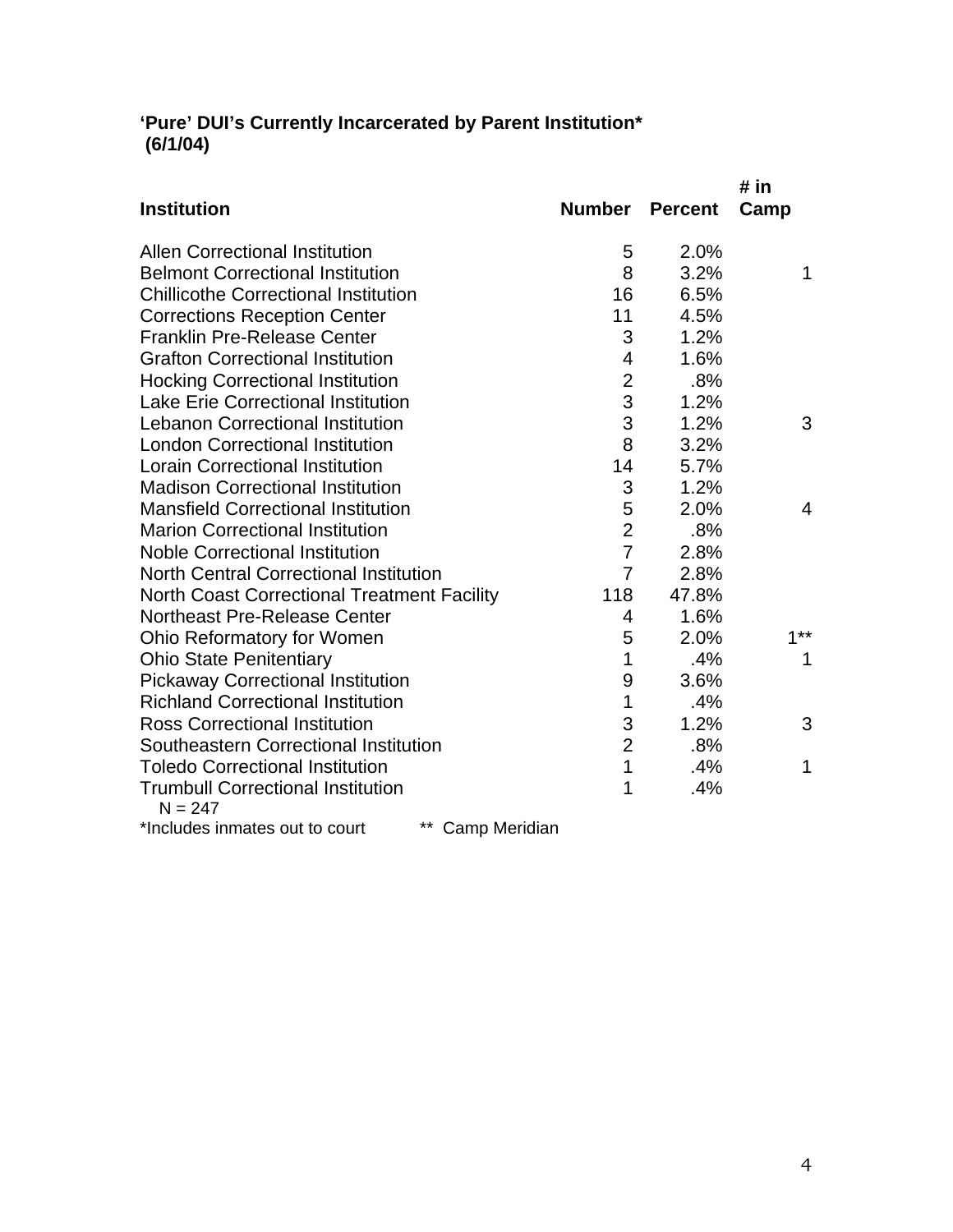**'Pure' DUI's Currently Incarcerated by Parent Institution***
**(6/1/04)**

| Institution | Number | Percent | # in Camp |
|---|---|---|---|
| Allen Correctional Institution | 5 | 2.0% | |
| Belmont Correctional Institution | 8 | 3.2% | 1 |
| Chillicothe Correctional Institution | 16 | 6.5% | |
| Corrections Reception Center | 11 | 4.5% | |
| Franklin Pre-Release Center | 3 | 1.2% | |
| Grafton Correctional Institution | 4 | 1.6% | |
| Hocking Correctional Institution | 2 | .8% | |
| Lake Erie Correctional Institution | 3 | 1.2% | |
| Lebanon Correctional Institution | 3 | 1.2% | 3 |
| London Correctional Institution | 8 | 3.2% | |
| Lorain Correctional Institution | 14 | 5.7% | |
| Madison Correctional Institution | 3 | 1.2% | |
| Mansfield Correctional Institution | 5 | 2.0% | 4 |
| Marion Correctional Institution | 2 | .8% | |
| Noble Correctional Institution | 7 | 2.8% | |
| North Central Correctional Institution | 7 | 2.8% | |
| North Coast Correctional Treatment Facility | 118 | 47.8% | |
| Northeast Pre-Release Center | 4 | 1.6% | |
| Ohio Reformatory for Women | 5 | 2.0% | 1** |
| Ohio State Penitentiary | 1 | .4% | 1 |
| Pickaway Correctional Institution | 9 | 3.6% | |
| Richland Correctional Institution | 1 | .4% | |
| Ross Correctional Institution | 3 | 1.2% | 3 |
| Southeastern Correctional Institution | 2 | .8% | |
| Toledo Correctional Institution | 1 | .4% | 1 |
| Trumbull Correctional Institution | 1 | .4% | |

N = 247

*Includes inmates out to court ** Camp Meridian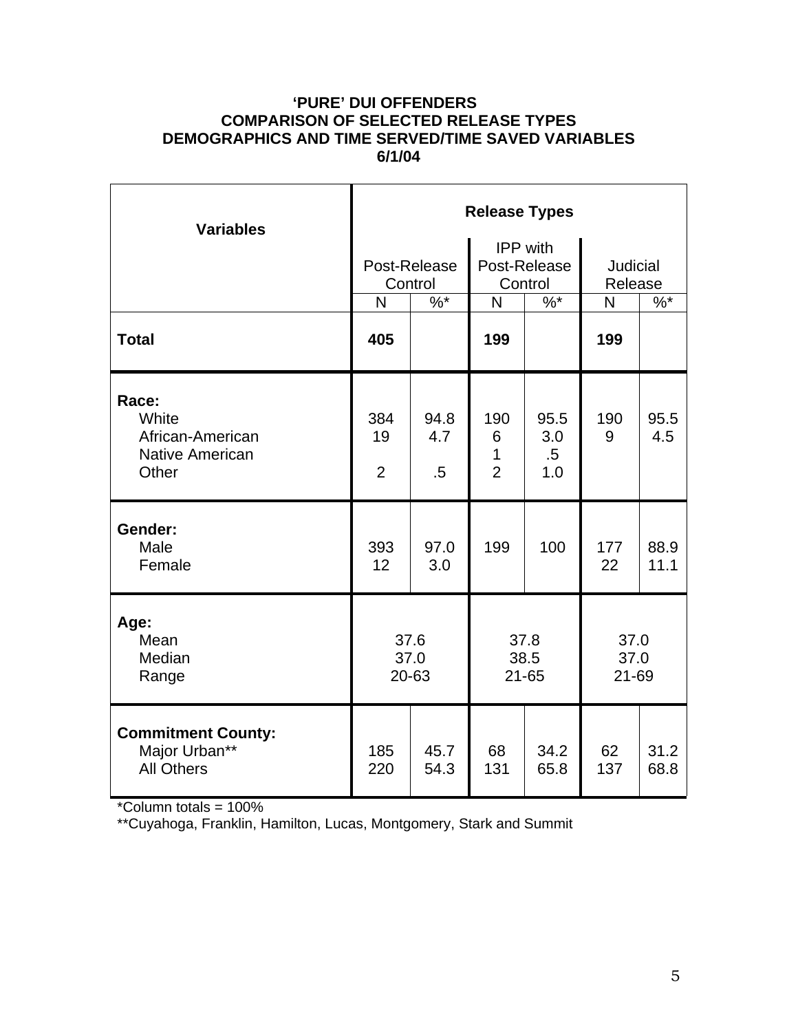**'PURE' DUI OFFENDERS**
**COMPARISON OF SELECTED RELEASE TYPES**
**DEMOGRAPHICS AND TIME SERVED/TIME SAVED VARIABLES**
**6/1/04**

| Variables | Release Types | | | | | |
|---|---|---|---|---|---|---|
| | Post-Release Control | | IPP with Post-Release Control | | Judicial Release | |
| | N | %* | N | %* | N | %* |
| **Total** | **405** | | **199** | | **199** | |
| **Race:** | | | | | | |
| White | 384 | 94.8 | 190 | 95.5 | 190 | 95.5 |
| African-American | 19 | 4.7 | 6 | 3.0 | 9 | 4.5 |
| Native American | | | 1 | .5 | | |
| Other | 2 | .5 | 2 | 1.0 | | |
| **Gender:** | | | | | | |
| Male | 393 | 97.0 | 199 | 100 | 177 | 88.9 |
| Female | 12 | 3.0 | | | 22 | 11.1 |
| **Age:** | | | | | | |
| Mean | 37.6 | | 37.8 | | 37.0 | |
| Median | 37.0 | | 38.5 | | 37.0 | |
| Range | 20-63 | | 21-65 | | 21-69 | |
| **Commitment County:** | | | | | | |
| Major Urban** | 185 | 45.7 | 68 | 34.2 | 62 | 31.2 |
| All Others | 220 | 54.3 | 131 | 65.8 | 137 | 68.8 |

*Column totals = 100%

**Cuyahoga, Franklin, Hamilton, Lucas, Montgomery, Stark and Summit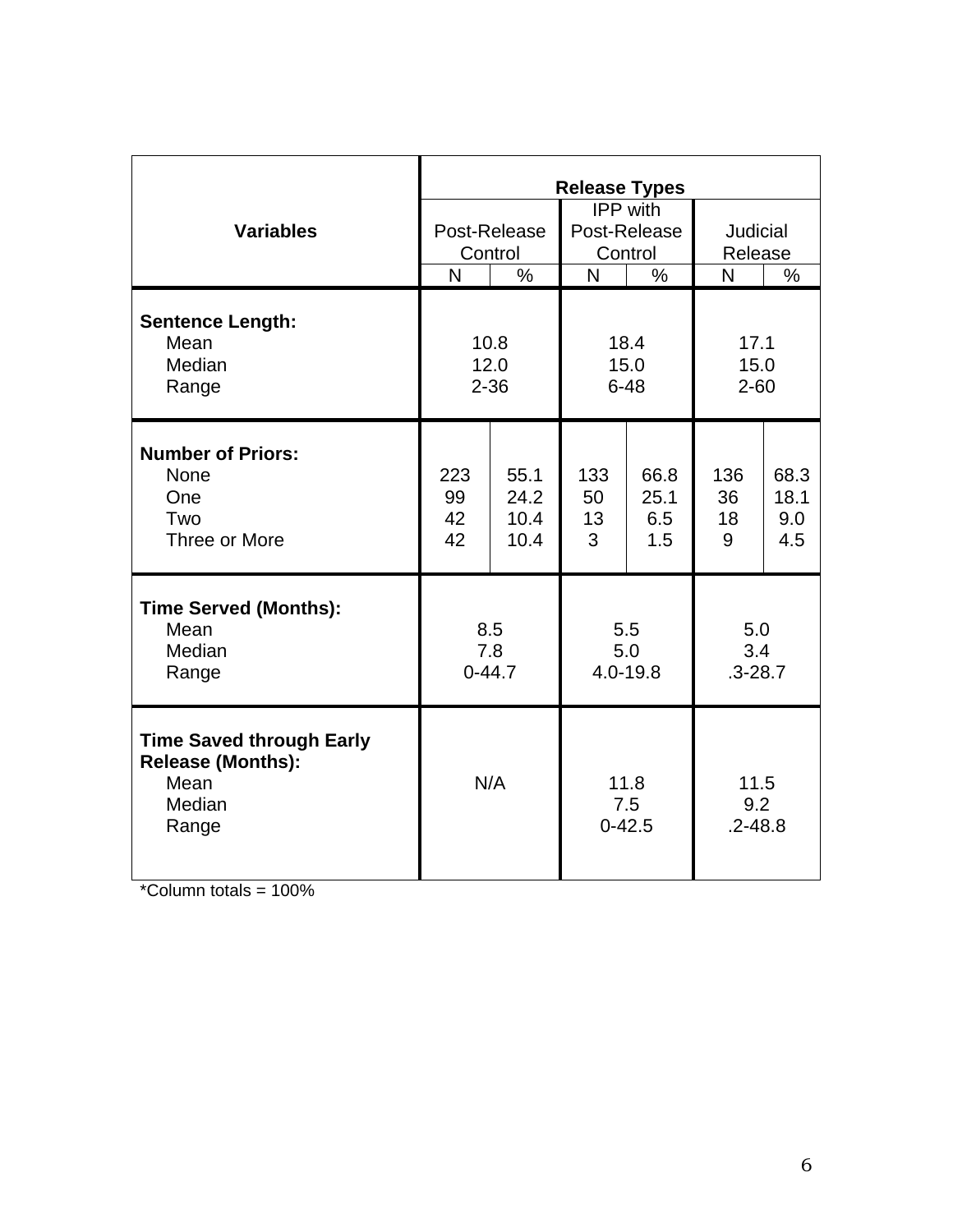| Variables | Release Types | | | | | |
|---|---|---|---|---|---|---|
| | Post-Release Control | | IPP with Post-Release Control | | Judicial Release | |
| | N | % | N | % | N | % |
| **Sentence Length:** | | | | | | |
| Mean | 10.8 | | 18.4 | | 17.1 | |
| Median | 12.0 | | 15.0 | | 15.0 | |
| Range | 2-36 | | 6-48 | | 2-60 | |
| **Number of Priors:** | | | | | | |
| None | 223 | 55.1 | 133 | 66.8 | 136 | 68.3 |
| One | 99 | 24.2 | 50 | 25.1 | 36 | 18.1 |
| Two | 42 | 10.4 | 13 | 6.5 | 18 | 9.0 |
| Three or More | 42 | 10.4 | 3 | 1.5 | 9 | 4.5 |
| **Time Served (Months):** | | | | | | |
| Mean | 8.5 | | 5.5 | | 5.0 | |
| Median | 7.8 | | 5.0 | | 3.4 | |
| Range | 0-44.7 | | 4.0-19.8 | | .3-28.7 | |
| **Time Saved through Early Release (Months):** | | | | | | |
| Mean | N/A | | 11.8 | | 11.5 | |
| Median | | | 7.5 | | 9.2 | |
| Range | | | 0-42.5 | | .2-48.8 | |

*Column totals = 100%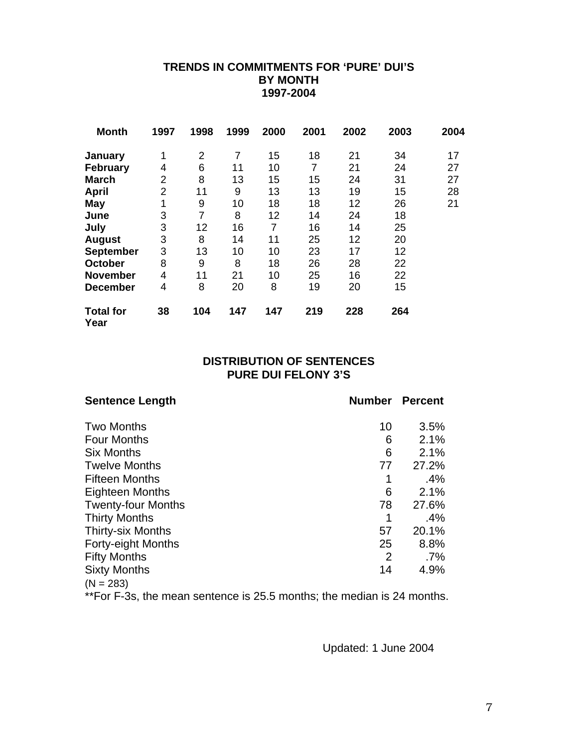## TRENDS IN COMMITMENTS FOR 'PURE' DUI'S BY MONTH 1997-2004

| Month | 1997 | 1998 | 1999 | 2000 | 2001 | 2002 | 2003 | 2004 |
|---|---|---|---|---|---|---|---|---|
| **January** | 1 | 2 | 7 | 15 | 18 | 21 | 34 | 17 |
| **February** | 4 | 6 | 11 | 10 | 7 | 21 | 24 | 27 |
| **March** | 2 | 8 | 13 | 15 | 15 | 24 | 31 | 27 |
| **April** | 2 | 11 | 9 | 13 | 13 | 19 | 15 | 28 |
| **May** | 1 | 9 | 10 | 18 | 18 | 12 | 26 | 21 |
| **June** | 3 | 7 | 8 | 12 | 14 | 24 | 18 | |
| **July** | 3 | 12 | 16 | 7 | 16 | 14 | 25 | |
| **August** | 3 | 8 | 14 | 11 | 25 | 12 | 20 | |
| **September** | 3 | 13 | 10 | 10 | 23 | 17 | 12 | |
| **October** | 8 | 9 | 8 | 18 | 26 | 28 | 22 | |
| **November** | 4 | 11 | 21 | 10 | 25 | 16 | 22 | |
| **December** | 4 | 8 | 20 | 8 | 19 | 20 | 15 | |
| **Total for Year** | **38** | **104** | **147** | **147** | **219** | **228** | **264** | |

## DISTRIBUTION OF SENTENCES PURE DUI FELONY 3'S

| Sentence Length | Number | Percent |
|---|---|---|
| Two Months | 10 | 3.5% |
| Four Months | 6 | 2.1% |
| Six Months | 6 | 2.1% |
| Twelve Months | 77 | 27.2% |
| Fifteen Months | 1 | .4% |
| Eighteen Months | 6 | 2.1% |
| Twenty-four Months | 78 | 27.6% |
| Thirty Months | 1 | .4% |
| Thirty-six Months | 57 | 20.1% |
| Forty-eight Months | 25 | 8.8% |
| Fifty Months | 2 | .7% |
| Sixty Months | 14 | 4.9% |

(N = 283)

**For F-3s, the mean sentence is 25.5 months; the median is 24 months.

Updated: 1 June 2004